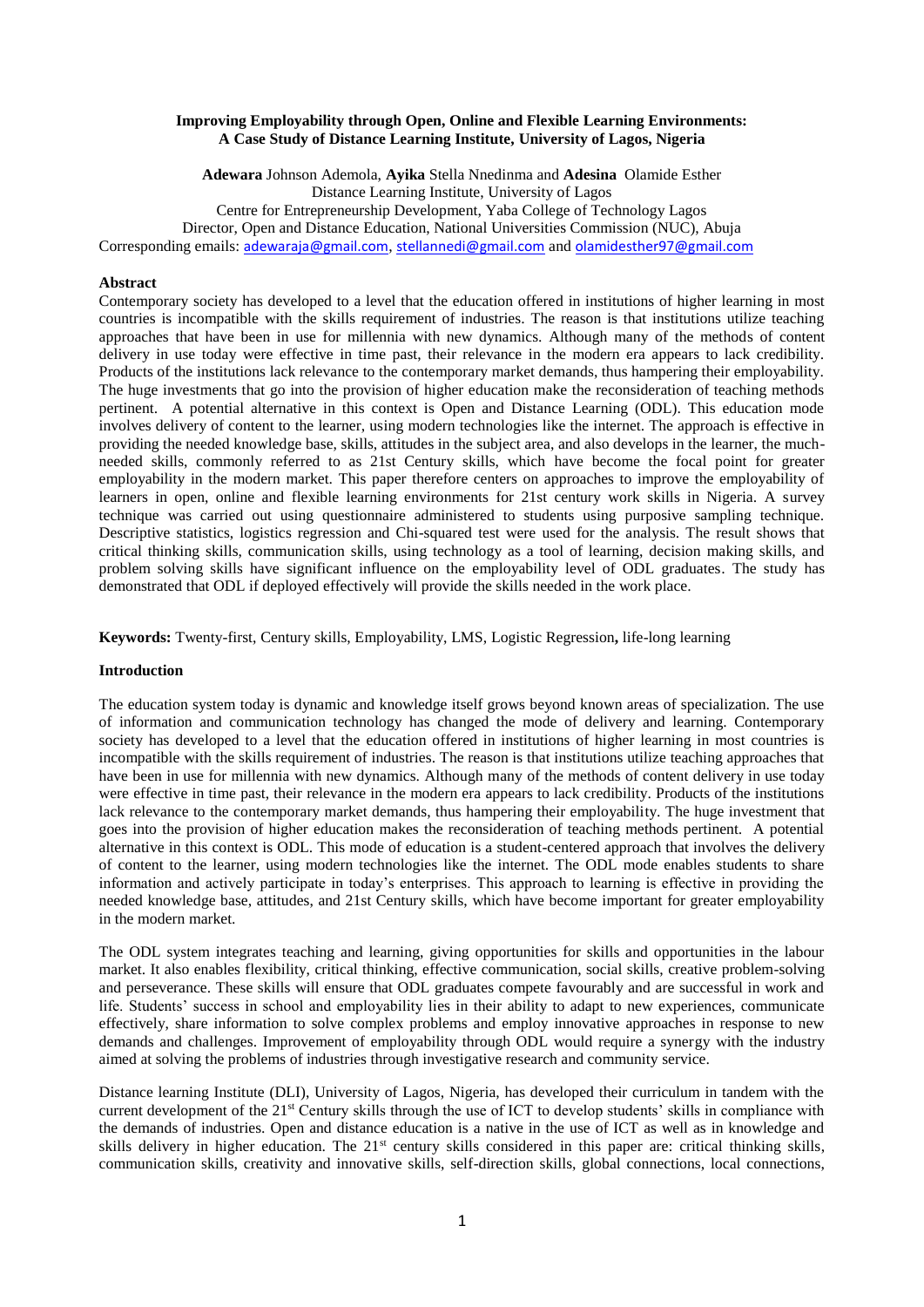**Improving Employability through Open, Online and Flexible Learning Environments: A Case Study of Distance Learning Institute, University of Lagos, Nigeria**

**Adewara** Johnson Ademola, **Ayika** Stella Nnedinma and **Adesina** Olamide Esther
Distance Learning Institute, University of Lagos
Centre for Entrepreneurship Development, Yaba College of Technology Lagos
Director, Open and Distance Education, National Universities Commission (NUC), Abuja
Corresponding emails: adewaraja@gmail.com, stellannedi@gmail.com and olamidesther97@gmail.com

**Abstract**

Contemporary society has developed to a level that the education offered in institutions of higher learning in most countries is incompatible with the skills requirement of industries. The reason is that institutions utilize teaching approaches that have been in use for millennia with new dynamics. Although many of the methods of content delivery in use today were effective in time past, their relevance in the modern era appears to lack credibility. Products of the institutions lack relevance to the contemporary market demands, thus hampering their employability. The huge investments that go into the provision of higher education make the reconsideration of teaching methods pertinent. A potential alternative in this context is Open and Distance Learning (ODL). This education mode involves delivery of content to the learner, using modern technologies like the internet. The approach is effective in providing the needed knowledge base, skills, attitudes in the subject area, and also develops in the learner, the much-needed skills, commonly referred to as 21st Century skills, which have become the focal point for greater employability in the modern market. This paper therefore centers on approaches to improve the employability of learners in open, online and flexible learning environments for 21st century work skills in Nigeria. A survey technique was carried out using questionnaire administered to students using purposive sampling technique. Descriptive statistics, logistics regression and Chi-squared test were used for the analysis. The result shows that critical thinking skills, communication skills, using technology as a tool of learning, decision making skills, and problem solving skills have significant influence on the employability level of ODL graduates. The study has demonstrated that ODL if deployed effectively will provide the skills needed in the work place.

**Keywords:** Twenty-first, Century skills, Employability, LMS, Logistic Regression**,** life-long learning

**Introduction**

The education system today is dynamic and knowledge itself grows beyond known areas of specialization. The use of information and communication technology has changed the mode of delivery and learning. Contemporary society has developed to a level that the education offered in institutions of higher learning in most countries is incompatible with the skills requirement of industries. The reason is that institutions utilize teaching approaches that have been in use for millennia with new dynamics. Although many of the methods of content delivery in use today were effective in time past, their relevance in the modern era appears to lack credibility. Products of the institutions lack relevance to the contemporary market demands, thus hampering their employability. The huge investment that goes into the provision of higher education makes the reconsideration of teaching methods pertinent. A potential alternative in this context is ODL. This mode of education is a student-centered approach that involves the delivery of content to the learner, using modern technologies like the internet. The ODL mode enables students to share information and actively participate in today's enterprises. This approach to learning is effective in providing the needed knowledge base, attitudes, and 21st Century skills, which have become important for greater employability in the modern market.

The ODL system integrates teaching and learning, giving opportunities for skills and opportunities in the labour market. It also enables flexibility, critical thinking, effective communication, social skills, creative problem-solving and perseverance. These skills will ensure that ODL graduates compete favourably and are successful in work and life. Students' success in school and employability lies in their ability to adapt to new experiences, communicate effectively, share information to solve complex problems and employ innovative approaches in response to new demands and challenges. Improvement of employability through ODL would require a synergy with the industry aimed at solving the problems of industries through investigative research and community service.

Distance learning Institute (DLI), University of Lagos, Nigeria, has developed their curriculum in tandem with the current development of the 21st Century skills through the use of ICT to develop students' skills in compliance with the demands of industries. Open and distance education is a native in the use of ICT as well as in knowledge and skills delivery in higher education. The 21st century skills considered in this paper are: critical thinking skills, communication skills, creativity and innovative skills, self-direction skills, global connections, local connections,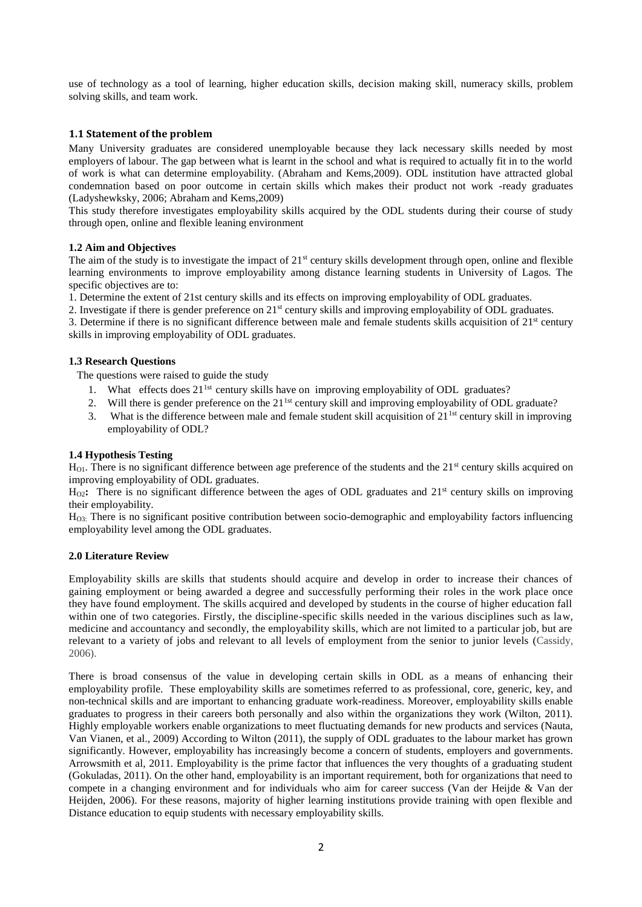use of technology as a tool of learning, higher education skills, decision making skill, numeracy skills, problem solving skills, and team work.

### 1.1 Statement of the problem

Many University graduates are considered unemployable because they lack necessary skills needed by most employers of labour. The gap between what is learnt in the school and what is required to actually fit in to the world of work is what can determine employability. (Abraham and Kems,2009). ODL institution have attracted global condemnation based on poor outcome in certain skills which makes their product not work -ready graduates (Ladyshewksky, 2006; Abraham and Kems,2009)

This study therefore investigates employability skills acquired by the ODL students during their course of study through open, online and flexible leaning environment

### 1.2 Aim and Objectives

The aim of the study is to investigate the impact of 21st century skills development through open, online and flexible learning environments to improve employability among distance learning students in University of Lagos. The specific objectives are to:

1. Determine the extent of 21st century skills and its effects on improving employability of ODL graduates.
2. Investigate if there is gender preference on 21st century skills and improving employability of ODL graduates.
3. Determine if there is no significant difference between male and female students skills acquisition of 21st century skills in improving employability of ODL graduates.

### 1.3 Research Questions

The questions were raised to guide the study

1. What effects does 21[1st] century skills have on improving employability of ODL graduates?
2. Will there is gender preference on the 21[1st] century skill and improving employability of ODL graduate?
3. What is the difference between male and female student skill acquisition of 21[1st] century skill in improving employability of ODL?

### 1.4 Hypothesis Testing

$H_{O1}$. There is no significant difference between age preference of the students and the 21st century skills acquired on improving employability of ODL graduates.

$H_{O2}$**:** There is no significant difference between the ages of ODL graduates and 21st century skills on improving their employability.

$H_{O3:}$ There is no significant positive contribution between socio-demographic and employability factors influencing employability level among the ODL graduates.

### 2.0 Literature Review

Employability skills are skills that students should acquire and develop in order to increase their chances of gaining employment or being awarded a degree and successfully performing their roles in the work place once they have found employment. The skills acquired and developed by students in the course of higher education fall within one of two categories. Firstly, the discipline-specific skills needed in the various disciplines such as law, medicine and accountancy and secondly, the employability skills, which are not limited to a particular job, but are relevant to a variety of jobs and relevant to all levels of employment from the senior to junior levels (Cassidy, 2006).

There is broad consensus of the value in developing certain skills in ODL as a means of enhancing their employability profile. These employability skills are sometimes referred to as professional, core, generic, key, and non-technical skills and are important to enhancing graduate work-readiness. Moreover, employability skills enable graduates to progress in their careers both personally and also within the organizations they work (Wilton, 2011). Highly employable workers enable organizations to meet fluctuating demands for new products and services (Nauta, Van Vianen, et al., 2009) According to Wilton (2011), the supply of ODL graduates to the labour market has grown significantly. However, employability has increasingly become a concern of students, employers and governments. Arrowsmith et al, 2011. Employability is the prime factor that influences the very thoughts of a graduating student (Gokuladas, 2011). On the other hand, employability is an important requirement, both for organizations that need to compete in a changing environment and for individuals who aim for career success (Van der Heijde & Van der Heijden, 2006). For these reasons, majority of higher learning institutions provide training with open flexible and Distance education to equip students with necessary employability skills.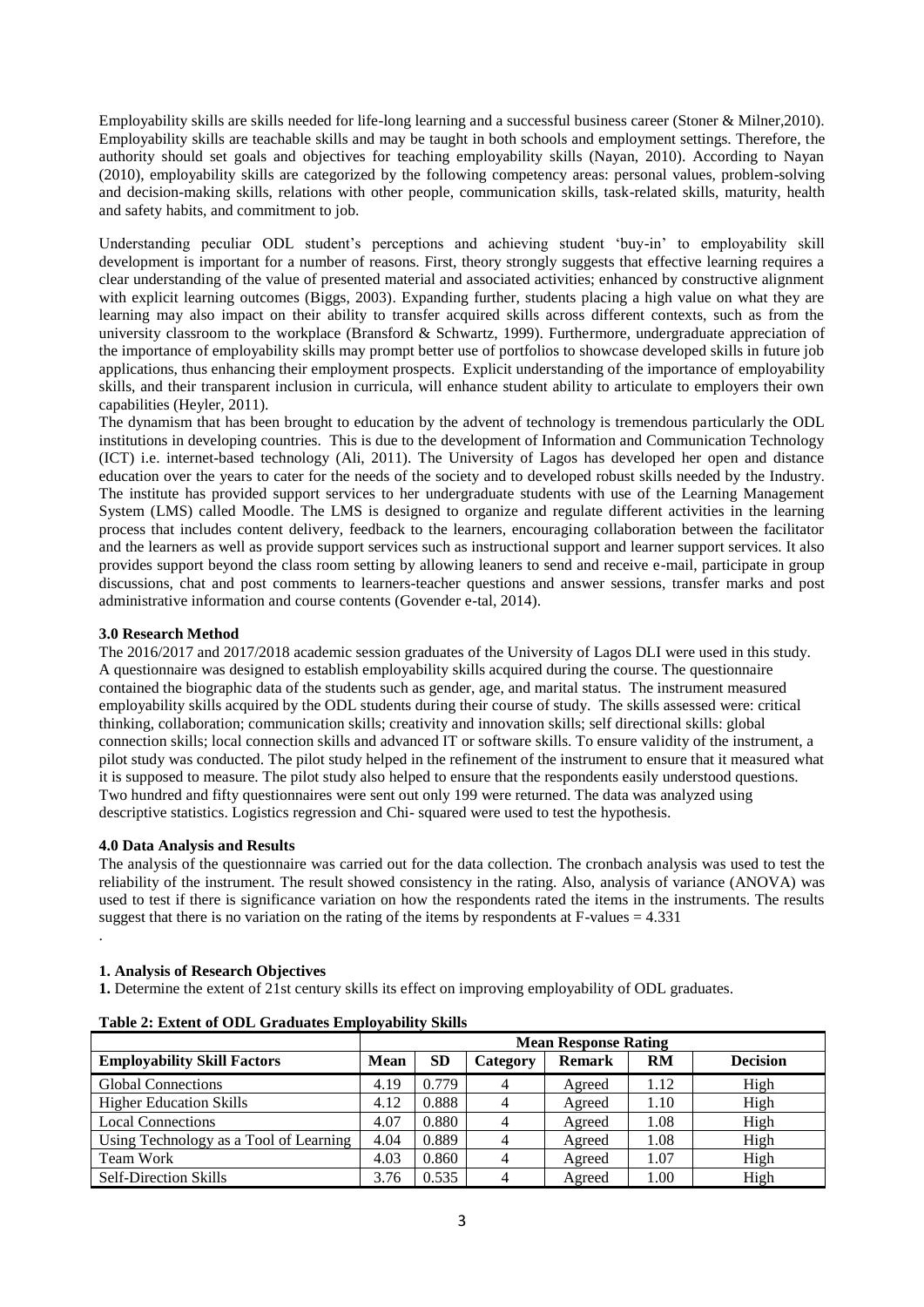Employability skills are skills needed for life-long learning and a successful business career (Stoner & Milner,2010). Employability skills are teachable skills and may be taught in both schools and employment settings. Therefore, the authority should set goals and objectives for teaching employability skills (Nayan, 2010). According to Nayan (2010), employability skills are categorized by the following competency areas: personal values, problem-solving and decision-making skills, relations with other people, communication skills, task-related skills, maturity, health and safety habits, and commitment to job.

Understanding peculiar ODL student's perceptions and achieving student 'buy-in' to employability skill development is important for a number of reasons. First, theory strongly suggests that effective learning requires a clear understanding of the value of presented material and associated activities; enhanced by constructive alignment with explicit learning outcomes (Biggs, 2003). Expanding further, students placing a high value on what they are learning may also impact on their ability to transfer acquired skills across different contexts, such as from the university classroom to the workplace (Bransford & Schwartz, 1999). Furthermore, undergraduate appreciation of the importance of employability skills may prompt better use of portfolios to showcase developed skills in future job applications, thus enhancing their employment prospects. Explicit understanding of the importance of employability skills, and their transparent inclusion in curricula, will enhance student ability to articulate to employers their own capabilities (Heyler, 2011).

The dynamism that has been brought to education by the advent of technology is tremendous particularly the ODL institutions in developing countries. This is due to the development of Information and Communication Technology (ICT) i.e. internet-based technology (Ali, 2011). The University of Lagos has developed her open and distance education over the years to cater for the needs of the society and to developed robust skills needed by the Industry. The institute has provided support services to her undergraduate students with use of the Learning Management System (LMS) called Moodle. The LMS is designed to organize and regulate different activities in the learning process that includes content delivery, feedback to the learners, encouraging collaboration between the facilitator and the learners as well as provide support services such as instructional support and learner support services. It also provides support beyond the class room setting by allowing leaners to send and receive e-mail, participate in group discussions, chat and post comments to learners-teacher questions and answer sessions, transfer marks and post administrative information and course contents (Govender e-tal, 2014).

### 3.0 Research Method

The 2016/2017 and 2017/2018 academic session graduates of the University of Lagos DLI were used in this study. A questionnaire was designed to establish employability skills acquired during the course. The questionnaire contained the biographic data of the students such as gender, age, and marital status. The instrument measured employability skills acquired by the ODL students during their course of study. The skills assessed were: critical thinking, collaboration; communication skills; creativity and innovation skills; self directional skills: global connection skills; local connection skills and advanced IT or software skills. To ensure validity of the instrument, a pilot study was conducted. The pilot study helped in the refinement of the instrument to ensure that it measured what it is supposed to measure. The pilot study also helped to ensure that the respondents easily understood questions. Two hundred and fifty questionnaires were sent out only 199 were returned. The data was analyzed using descriptive statistics. Logistics regression and Chi- squared were used to test the hypothesis.

### 4.0 Data Analysis and Results

The analysis of the questionnaire was carried out for the data collection. The cronbach analysis was used to test the reliability of the instrument. The result showed consistency in the rating. Also, analysis of variance (ANOVA) was used to test if there is significance variation on how the respondents rated the items in the instruments. The results suggest that there is no variation on the rating of the items by respondents at F-values = 4.331

.

#### 1. Analysis of Research Objectives

**1.** Determine the extent of 21st century skills its effect on improving employability of ODL graduates.

**Table 2: Extent of ODL Graduates Employability Skills**

| | Mean Response Rating | | | | | |
|---|---|---|---|---|---|---|
| **Employability Skill Factors** | **Mean** | **SD** | **Category** | **Remark** | **RM** | **Decision** |
| Global Connections | 4.19 | 0.779 | 4 | Agreed | 1.12 | High |
| Higher Education Skills | 4.12 | 0.888 | 4 | Agreed | 1.10 | High |
| Local Connections | 4.07 | 0.880 | 4 | Agreed | 1.08 | High |
| Using Technology as a Tool of Learning | 4.04 | 0.889 | 4 | Agreed | 1.08 | High |
| Team Work | 4.03 | 0.860 | 4 | Agreed | 1.07 | High |
| Self-Direction Skills | 3.76 | 0.535 | 4 | Agreed | 1.00 | High |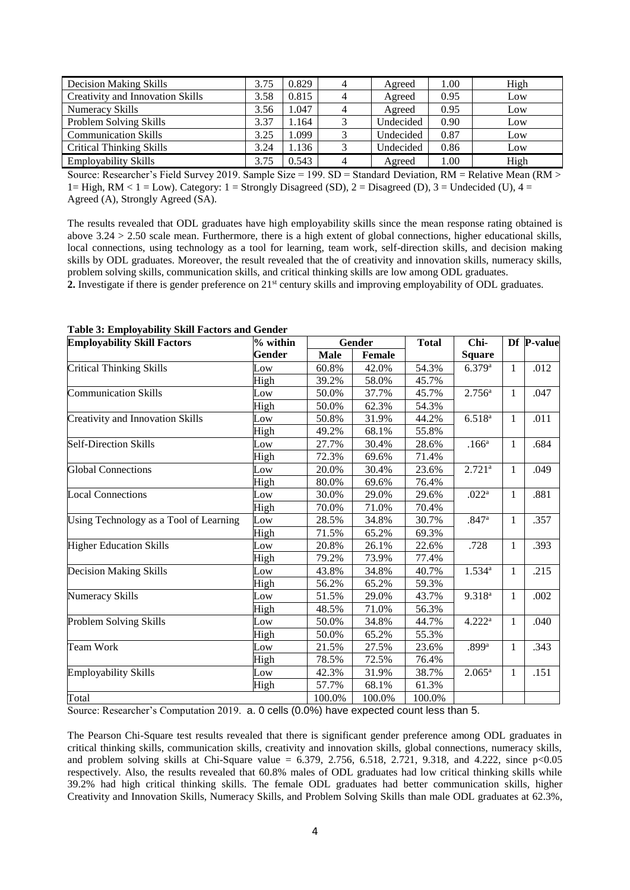| Decision Making Skills | 3.75 | 0.829 | 4 | Agreed | 1.00 | High |
|---|---|---|---|---|---|---|
| Creativity and Innovation Skills | 3.58 | 0.815 | 4 | Agreed | 0.95 | Low |
| Numeracy Skills | 3.56 | 1.047 | 4 | Agreed | 0.95 | Low |
| Problem Solving Skills | 3.37 | 1.164 | 3 | Undecided | 0.90 | Low |
| Communication Skills | 3.25 | 1.099 | 3 | Undecided | 0.87 | Low |
| Critical Thinking Skills | 3.24 | 1.136 | 3 | Undecided | 0.86 | Low |
| Employability Skills | 3.75 | 0.543 | 4 | Agreed | 1.00 | High |

Source: Researcher's Field Survey 2019. Sample Size = 199. SD = Standard Deviation, RM = Relative Mean (RM > 1= High, RM < 1 = Low). Category: 1 = Strongly Disagreed (SD), 2 = Disagreed (D), 3 = Undecided (U), 4 = Agreed (A), Strongly Agreed (SA).

The results revealed that ODL graduates have high employability skills since the mean response rating obtained is above 3.24 > 2.50 scale mean. Furthermore, there is a high extent of global connections, higher educational skills, local connections, using technology as a tool for learning, team work, self-direction skills, and decision making skills by ODL graduates. Moreover, the result revealed that the of creativity and innovation skills, numeracy skills, problem solving skills, communication skills, and critical thinking skills are low among ODL graduates.

**2.** Investigate if there is gender preference on 21st century skills and improving employability of ODL graduates.

**Table 3: Employability Skill Factors and Gender**

| Employability Skill Factors | % within Gender | Gender | | Total | Chi-Square | Df | P-value |
|---|---|---|---|---|---|---|---|
| | | Male | Female | | | | |
| Critical Thinking Skills | Low | 60.8% | 42.0% | 54.3% | 6.379[a] | 1 | .012 |
| | High | 39.2% | 58.0% | 45.7% | | | |
| Communication Skills | Low | 50.0% | 37.7% | 45.7% | 2.756[a] | 1 | .047 |
| | High | 50.0% | 62.3% | 54.3% | | | |
| Creativity and Innovation Skills | Low | 50.8% | 31.9% | 44.2% | 6.518[a] | 1 | .011 |
| | High | 49.2% | 68.1% | 55.8% | | | |
| Self-Direction Skills | Low | 27.7% | 30.4% | 28.6% | .166[a] | 1 | .684 |
| | High | 72.3% | 69.6% | 71.4% | | | |
| Global Connections | Low | 20.0% | 30.4% | 23.6% | 2.721[a] | 1 | .049 |
| | High | 80.0% | 69.6% | 76.4% | | | |
| Local Connections | Low | 30.0% | 29.0% | 29.6% | .022[a] | 1 | .881 |
| | High | 70.0% | 71.0% | 70.4% | | | |
| Using Technology as a Tool of Learning | Low | 28.5% | 34.8% | 30.7% | .847[a] | 1 | .357 |
| | High | 71.5% | 65.2% | 69.3% | | | |
| Higher Education Skills | Low | 20.8% | 26.1% | 22.6% | .728 | 1 | .393 |
| | High | 79.2% | 73.9% | 77.4% | | | |
| Decision Making Skills | Low | 43.8% | 34.8% | 40.7% | 1.534[a] | 1 | .215 |
| | High | 56.2% | 65.2% | 59.3% | | | |
| Numeracy Skills | Low | 51.5% | 29.0% | 43.7% | 9.318[a] | 1 | .002 |
| | High | 48.5% | 71.0% | 56.3% | | | |
| Problem Solving Skills | Low | 50.0% | 34.8% | 44.7% | 4.222[a] | 1 | .040 |
| | High | 50.0% | 65.2% | 55.3% | | | |
| Team Work | Low | 21.5% | 27.5% | 23.6% | .899[a] | 1 | .343 |
| | High | 78.5% | 72.5% | 76.4% | | | |
| Employability Skills | Low | 42.3% | 31.9% | 38.7% | 2.065[a] | 1 | .151 |
| | High | 57.7% | 68.1% | 61.3% | | | |
| Total | | 100.0% | 100.0% | 100.0% | | | |

Source: Researcher's Computation 2019. a. 0 cells (0.0%) have expected count less than 5.

The Pearson Chi-Square test results revealed that there is significant gender preference among ODL graduates in critical thinking skills, communication skills, creativity and innovation skills, global connections, numeracy skills, and problem solving skills at Chi-Square value = 6.379, 2.756, 6.518, 2.721, 9.318, and 4.222, since $p<0.05$ respectively. Also, the results revealed that 60.8% males of ODL graduates had low critical thinking skills while 39.2% had high critical thinking skills. The female ODL graduates had better communication skills, higher Creativity and Innovation Skills, Numeracy Skills, and Problem Solving Skills than male ODL graduates at 62.3%,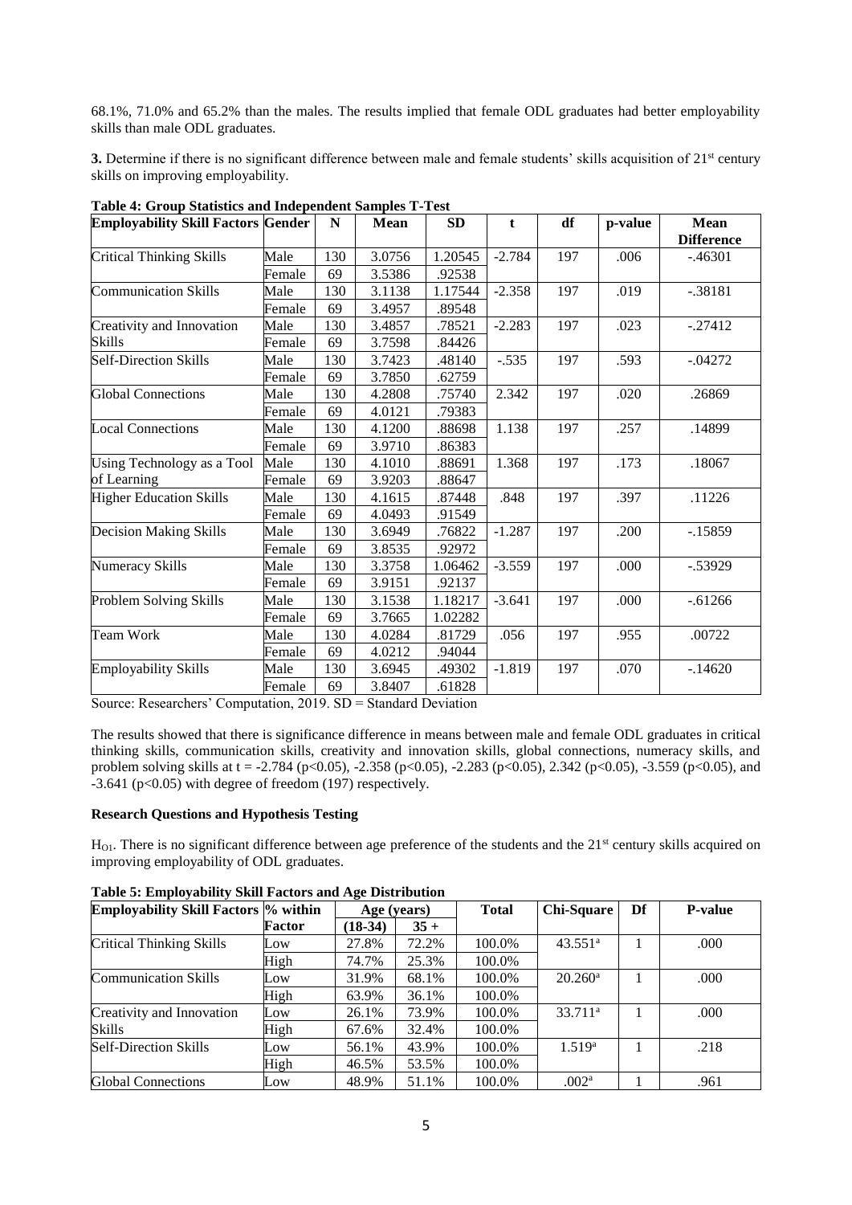68.1%, 71.0% and 65.2% than the males. The results implied that female ODL graduates had better employability skills than male ODL graduates.

**3.** Determine if there is no significant difference between male and female students' skills acquisition of 21st century skills on improving employability.

**Table 4: Group Statistics and Independent Samples T-Test**

| Employability Skill Factors | Gender | N | Mean | SD | t | df | p-value | Mean Difference |
|---|---|---|---|---|---|---|---|---|
| Critical Thinking Skills | Male | 130 | 3.0756 | 1.20545 | -2.784 | 197 | .006 | -.46301 |
| | Female | 69 | 3.5386 | .92538 | | | | |
| Communication Skills | Male | 130 | 3.1138 | 1.17544 | -2.358 | 197 | .019 | -.38181 |
| | Female | 69 | 3.4957 | .89548 | | | | |
| Creativity and Innovation Skills | Male | 130 | 3.4857 | .78521 | -2.283 | 197 | .023 | -.27412 |
| | Female | 69 | 3.7598 | .84426 | | | | |
| Self-Direction Skills | Male | 130 | 3.7423 | .48140 | -.535 | 197 | .593 | -.04272 |
| | Female | 69 | 3.7850 | .62759 | | | | |
| Global Connections | Male | 130 | 4.2808 | .75740 | 2.342 | 197 | .020 | .26869 |
| | Female | 69 | 4.0121 | .79383 | | | | |
| Local Connections | Male | 130 | 4.1200 | .88698 | 1.138 | 197 | .257 | .14899 |
| | Female | 69 | 3.9710 | .86383 | | | | |
| Using Technology as a Tool of Learning | Male | 130 | 4.1010 | .88691 | 1.368 | 197 | .173 | .18067 |
| | Female | 69 | 3.9203 | .88647 | | | | |
| Higher Education Skills | Male | 130 | 4.1615 | .87448 | .848 | 197 | .397 | .11226 |
| | Female | 69 | 4.0493 | .91549 | | | | |
| Decision Making Skills | Male | 130 | 3.6949 | .76822 | -1.287 | 197 | .200 | -.15859 |
| | Female | 69 | 3.8535 | .92972 | | | | |
| Numeracy Skills | Male | 130 | 3.3758 | 1.06462 | -3.559 | 197 | .000 | -.53929 |
| | Female | 69 | 3.9151 | .92137 | | | | |
| Problem Solving Skills | Male | 130 | 3.1538 | 1.18217 | -3.641 | 197 | .000 | -.61266 |
| | Female | 69 | 3.7665 | 1.02282 | | | | |
| Team Work | Male | 130 | 4.0284 | .81729 | .056 | 197 | .955 | .00722 |
| | Female | 69 | 4.0212 | .94044 | | | | |
| Employability Skills | Male | 130 | 3.6945 | .49302 | -1.819 | 197 | .070 | -.14620 |
| | Female | 69 | 3.8407 | .61828 | | | | |

Source: Researchers' Computation, 2019. SD = Standard Deviation

The results showed that there is significance difference in means between male and female ODL graduates in critical thinking skills, communication skills, creativity and innovation skills, global connections, numeracy skills, and problem solving skills at $t = -2.784$ ($p<0.05$), -2.358 ($p<0.05$), -2.283 ($p<0.05$), 2.342 ($p<0.05$), -3.559 ($p<0.05$), and -3.641 ($p<0.05$) with degree of freedom (197) respectively.

### Research Questions and Hypothesis Testing

$H_{O1}$. There is no significant difference between age preference of the students and the 21st century skills acquired on improving employability of ODL graduates.

**Table 5: Employability Skill Factors and Age Distribution**

| Employability Skill Factors | % within Factor | Age (years) | | Total | Chi-Square | Df | P-value |
|---|---|---|---|---|---|---|---|
| | | (18-34) | 35 + | | | | |
| Critical Thinking Skills | Low | 27.8% | 72.2% | 100.0% | 43.551[a] | 1 | .000 |
| | High | 74.7% | 25.3% | 100.0% | | | |
| Communication Skills | Low | 31.9% | 68.1% | 100.0% | 20.260[a] | 1 | .000 |
| | High | 63.9% | 36.1% | 100.0% | | | |
| Creativity and Innovation Skills | Low | 26.1% | 73.9% | 100.0% | 33.711[a] | 1 | .000 |
| | High | 67.6% | 32.4% | 100.0% | | | |
| Self-Direction Skills | Low | 56.1% | 43.9% | 100.0% | 1.519[a] | 1 | .218 |
| | High | 46.5% | 53.5% | 100.0% | | | |
| Global Connections | Low | 48.9% | 51.1% | 100.0% | .002[a] | 1 | .961 |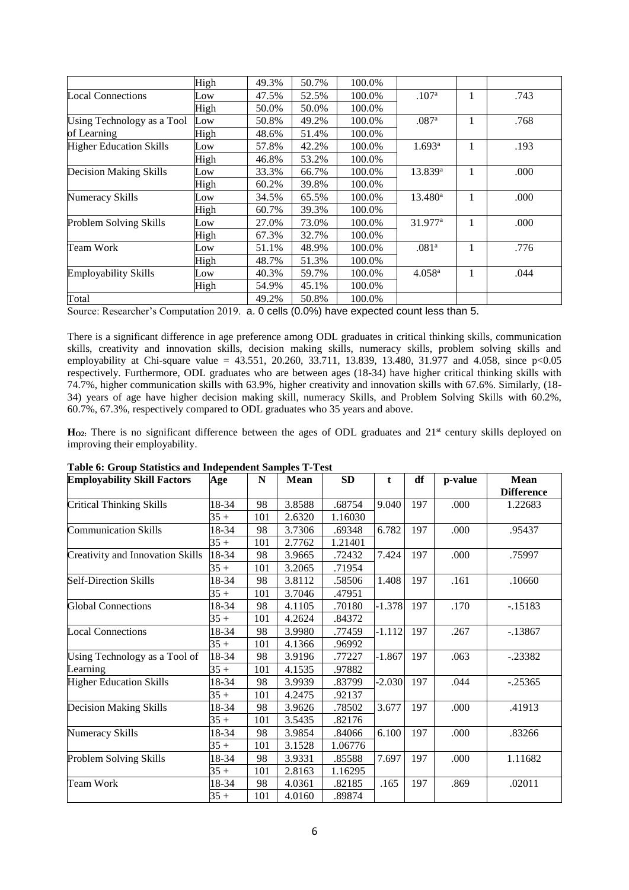| | | | | | | | |
|---|---|---|---|---|---|---|---|
| | High | 49.3% | 50.7% | 100.0% | | | |
| Local Connections | Low | 47.5% | 52.5% | 100.0% | .107[a] | 1 | .743 |
| | High | 50.0% | 50.0% | 100.0% | | | |
| Using Technology as a Tool of Learning | Low | 50.8% | 49.2% | 100.0% | .087[a] | 1 | .768 |
| | High | 48.6% | 51.4% | 100.0% | | | |
| Higher Education Skills | Low | 57.8% | 42.2% | 100.0% | 1.693[a] | 1 | .193 |
| | High | 46.8% | 53.2% | 100.0% | | | |
| Decision Making Skills | Low | 33.3% | 66.7% | 100.0% | 13.839[a] | 1 | .000 |
| | High | 60.2% | 39.8% | 100.0% | | | |
| Numeracy Skills | Low | 34.5% | 65.5% | 100.0% | 13.480[a] | 1 | .000 |
| | High | 60.7% | 39.3% | 100.0% | | | |
| Problem Solving Skills | Low | 27.0% | 73.0% | 100.0% | 31.977[a] | 1 | .000 |
| | High | 67.3% | 32.7% | 100.0% | | | |
| Team Work | Low | 51.1% | 48.9% | 100.0% | .081[a] | 1 | .776 |
| | High | 48.7% | 51.3% | 100.0% | | | |
| Employability Skills | Low | 40.3% | 59.7% | 100.0% | 4.058[a] | 1 | .044 |
| | High | 54.9% | 45.1% | 100.0% | | | |
| Total | | 49.2% | 50.8% | 100.0% | | | |

Source: Researcher's Computation 2019. a. 0 cells (0.0%) have expected count less than 5.

There is a significant difference in age preference among ODL graduates in critical thinking skills, communication skills, creativity and innovation skills, decision making skills, numeracy skills, problem solving skills and employability at Chi-square value = 43.551, 20.260, 33.711, 13.839, 13.480, 31.977 and 4.058, since $p<0.05$ respectively. Furthermore, ODL graduates who are between ages (18-34) have higher critical thinking skills with 74.7%, higher communication skills with 63.9%, higher creativity and innovation skills with 67.6%. Similarly, (18-34) years of age have higher decision making skill, numeracy Skills, and Problem Solving Skills with 60.2%, 60.7%, 67.3%, respectively compared to ODL graduates who 35 years and above.

**H$_{O2}$:** There is no significant difference between the ages of ODL graduates and 21[st] century skills deployed on improving their employability.

**Table 6: Group Statistics and Independent Samples T-Test**

| Employability Skill Factors | Age | N | Mean | SD | t | df | p-value | Mean Difference |
|---|---|---|---|---|---|---|---|---|
| Critical Thinking Skills | 18-34 | 98 | 3.8588 | .68754 | 9.040 | 197 | .000 | 1.22683 |
| | 35 + | 101 | 2.6320 | 1.16030 | | | | |
| Communication Skills | 18-34 | 98 | 3.7306 | .69348 | 6.782 | 197 | .000 | .95437 |
| | 35 + | 101 | 2.7762 | 1.21401 | | | | |
| Creativity and Innovation Skills | 18-34 | 98 | 3.9665 | .72432 | 7.424 | 197 | .000 | .75997 |
| | 35 + | 101 | 3.2065 | .71954 | | | | |
| Self-Direction Skills | 18-34 | 98 | 3.8112 | .58506 | 1.408 | 197 | .161 | .10660 |
| | 35 + | 101 | 3.7046 | .47951 | | | | |
| Global Connections | 18-34 | 98 | 4.1105 | .70180 | -1.378 | 197 | .170 | -.15183 |
| | 35 + | 101 | 4.2624 | .84372 | | | | |
| Local Connections | 18-34 | 98 | 3.9980 | .77459 | -1.112 | 197 | .267 | -.13867 |
| | 35 + | 101 | 4.1366 | .96992 | | | | |
| Using Technology as a Tool of Learning | 18-34 | 98 | 3.9196 | .77227 | -1.867 | 197 | .063 | -.23382 |
| | 35 + | 101 | 4.1535 | .97882 | | | | |
| Higher Education Skills | 18-34 | 98 | 3.9939 | .83799 | -2.030 | 197 | .044 | -.25365 |
| | 35 + | 101 | 4.2475 | .92137 | | | | |
| Decision Making Skills | 18-34 | 98 | 3.9626 | .78502 | 3.677 | 197 | .000 | .41913 |
| | 35 + | 101 | 3.5435 | .82176 | | | | |
| Numeracy Skills | 18-34 | 98 | 3.9854 | .84066 | 6.100 | 197 | .000 | .83266 |
| | 35 + | 101 | 3.1528 | 1.06776 | | | | |
| Problem Solving Skills | 18-34 | 98 | 3.9331 | .85588 | 7.697 | 197 | .000 | 1.11682 |
| | 35 + | 101 | 2.8163 | 1.16295 | | | | |
| Team Work | 18-34 | 98 | 4.0361 | .82185 | .165 | 197 | .869 | .02011 |
| | 35 + | 101 | 4.0160 | .89874 | | | | |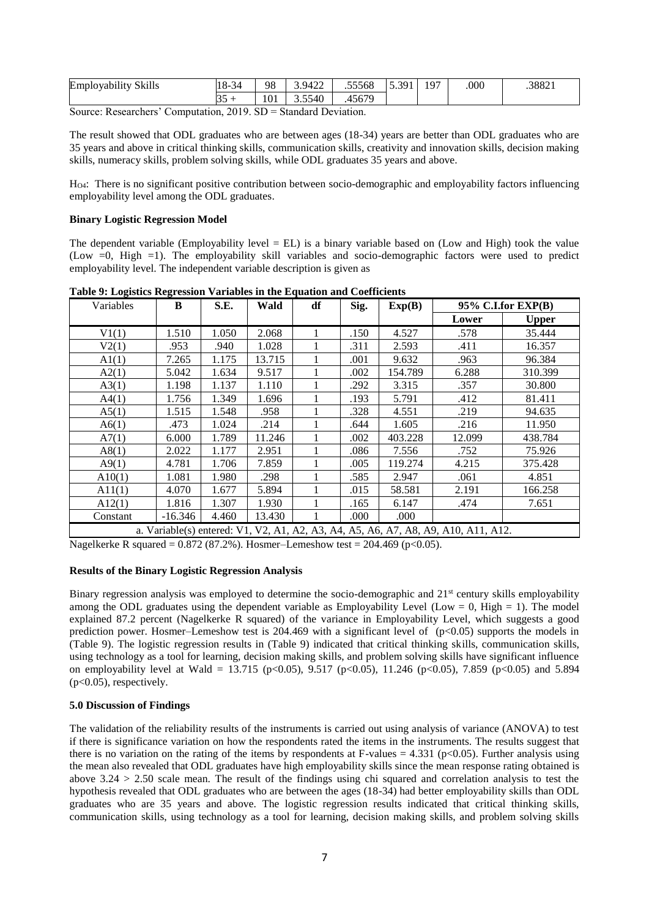| Employability Skills | 18-34 | 98 | 3.9422 | .55568 | 5.391 | 197 | .000 | .38821 |
|---|---|---|---|---|---|---|---|---|
| | 35 + | 101 | 3.5540 | .45679 | | | | |

Source: Researchers' Computation, 2019. SD = Standard Deviation.

The result showed that ODL graduates who are between ages (18-34) years are better than ODL graduates who are 35 years and above in critical thinking skills, communication skills, creativity and innovation skills, decision making skills, numeracy skills, problem solving skills, while ODL graduates 35 years and above.

$H_{O4}$: There is no significant positive contribution between socio-demographic and employability factors influencing employability level among the ODL graduates.

**Binary Logistic Regression Model**

The dependent variable (Employability level = EL) is a binary variable based on (Low and High) took the value (Low =0, High =1). The employability skill variables and socio-demographic factors were used to predict employability level. The independent variable description is given as

**Table 9: Logistics Regression Variables in the Equation and Coefficients**

| Variables | B | S.E. | Wald | df | Sig. | Exp(B) | 95% C.I.for EXP(B) | |
|---|---|---|---|---|---|---|---|---|
| | | | | | | | Lower | Upper |
| V1(1) | 1.510 | 1.050 | 2.068 | 1 | .150 | 4.527 | .578 | 35.444 |
| V2(1) | .953 | .940 | 1.028 | 1 | .311 | 2.593 | .411 | 16.357 |
| A1(1) | 7.265 | 1.175 | 13.715 | 1 | .001 | 9.632 | .963 | 96.384 |
| A2(1) | 5.042 | 1.634 | 9.517 | 1 | .002 | 154.789 | 6.288 | 310.399 |
| A3(1) | 1.198 | 1.137 | 1.110 | 1 | .292 | 3.315 | .357 | 30.800 |
| A4(1) | 1.756 | 1.349 | 1.696 | 1 | .193 | 5.791 | .412 | 81.411 |
| A5(1) | 1.515 | 1.548 | .958 | 1 | .328 | 4.551 | .219 | 94.635 |
| A6(1) | .473 | 1.024 | .214 | 1 | .644 | 1.605 | .216 | 11.950 |
| A7(1) | 6.000 | 1.789 | 11.246 | 1 | .002 | 403.228 | 12.099 | 438.784 |
| A8(1) | 2.022 | 1.177 | 2.951 | 1 | .086 | 7.556 | .752 | 75.926 |
| A9(1) | 4.781 | 1.706 | 7.859 | 1 | .005 | 119.274 | 4.215 | 375.428 |
| A10(1) | 1.081 | 1.980 | .298 | 1 | .585 | 2.947 | .061 | 4.851 |
| A11(1) | 4.070 | 1.677 | 5.894 | 1 | .015 | 58.581 | 2.191 | 166.258 |
| A12(1) | 1.816 | 1.307 | 1.930 | 1 | .165 | 6.147 | .474 | 7.651 |
| Constant | -16.346 | 4.460 | 13.430 | 1 | .000 | .000 | | |
| a. Variable(s) entered: V1, V2, A1, A2, A3, A4, A5, A6, A7, A8, A9, A10, A11, A12. | | | | | | | | |

Nagelkerke R squared = 0.872 (87.2%). Hosmer–Lemeshow test = 204.469 ($p<0.05$).

**Results of the Binary Logistic Regression Analysis**

Binary regression analysis was employed to determine the socio-demographic and 21st century skills employability among the ODL graduates using the dependent variable as Employability Level (Low = 0, High = 1). The model explained 87.2 percent (Nagelkerke R squared) of the variance in Employability Level, which suggests a good prediction power. Hosmer–Lemeshow test is 204.469 with a significant level of ($p<0.05$) supports the models in (Table 9). The logistic regression results in (Table 9) indicated that critical thinking skills, communication skills, using technology as a tool for learning, decision making skills, and problem solving skills have significant influence on employability level at Wald = 13.715 ($p<0.05$), 9.517 ($p<0.05$), 11.246 ($p<0.05$), 7.859 ($p<0.05$) and 5.894 ($p<0.05$), respectively.

**5.0 Discussion of Findings**

The validation of the reliability results of the instruments is carried out using analysis of variance (ANOVA) to test if there is significance variation on how the respondents rated the items in the instruments. The results suggest that there is no variation on the rating of the items by respondents at F-values = 4.331 ($p<0.05$). Further analysis using the mean also revealed that ODL graduates have high employability skills since the mean response rating obtained is above $3.24 > 2.50$ scale mean. The result of the findings using chi squared and correlation analysis to test the hypothesis revealed that ODL graduates who are between the ages (18-34) had better employability skills than ODL graduates who are 35 years and above. The logistic regression results indicated that critical thinking skills, communication skills, using technology as a tool for learning, decision making skills, and problem solving skills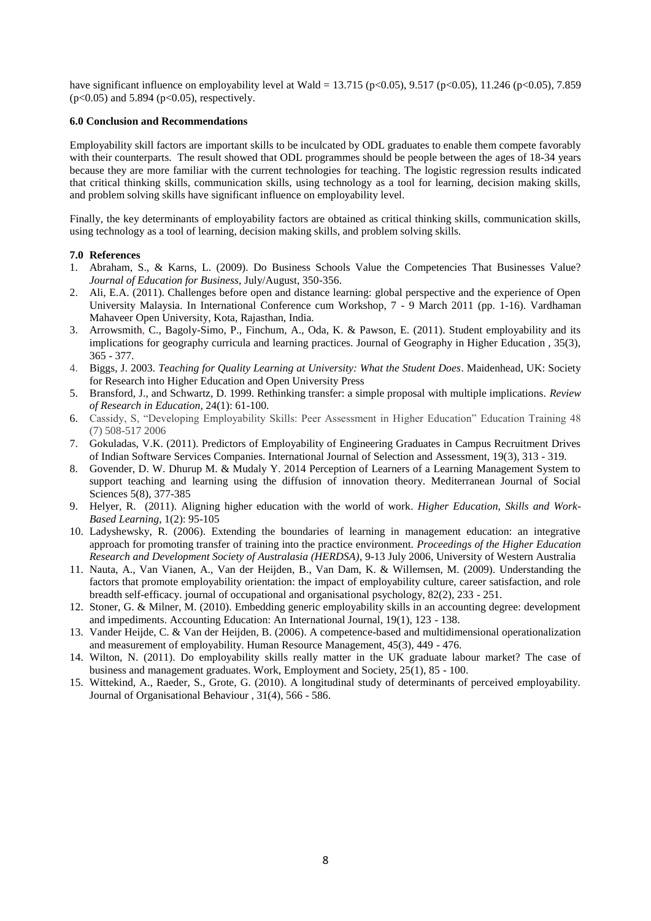have significant influence on employability level at Wald = 13.715 ($p<0.05$), 9.517 ($p<0.05$), 11.246 ($p<0.05$), 7.859 ($p<0.05$) and 5.894 ($p<0.05$), respectively.

### 6.0 Conclusion and Recommendations

Employability skill factors are important skills to be inculcated by ODL graduates to enable them compete favorably with their counterparts. The result showed that ODL programmes should be people between the ages of 18-34 years because they are more familiar with the current technologies for teaching. The logistic regression results indicated that critical thinking skills, communication skills, using technology as a tool for learning, decision making skills, and problem solving skills have significant influence on employability level.

Finally, the key determinants of employability factors are obtained as critical thinking skills, communication skills, using technology as a tool of learning, decision making skills, and problem solving skills.

### 7.0 References

1. Abraham, S., & Karns, L. (2009). Do Business Schools Value the Competencies That Businesses Value? *Journal of Education for Business*, July/August, 350-356.
2. Ali, E.A. (2011). Challenges before open and distance learning: global perspective and the experience of Open University Malaysia. In International Conference cum Workshop, 7 - 9 March 2011 (pp. 1-16). Vardhaman Mahaveer Open University, Kota, Rajasthan, India.
3. Arrowsmith, C., Bagoly-Simo, P., Finchum, A., Oda, K. & Pawson, E. (2011). Student employability and its implications for geography curricula and learning practices. Journal of Geography in Higher Education , 35(3), 365 - 377.
4. Biggs, J. 2003. *Teaching for Quality Learning at University: What the Student Does*. Maidenhead, UK: Society for Research into Higher Education and Open University Press
5. Bransford, J., and Schwartz, D. 1999. Rethinking transfer: a simple proposal with multiple implications. *Review of Research in Education,* 24(1): 61-100.
6. Cassidy, S, "Developing Employability Skills: Peer Assessment in Higher Education" Education Training 48 (7) 508-517 2006
7. Gokuladas, V.K. (2011). Predictors of Employability of Engineering Graduates in Campus Recruitment Drives of Indian Software Services Companies. International Journal of Selection and Assessment, 19(3), 313 - 319.
8. Govender, D. W. Dhurup M. & Mudaly Y. 2014 Perception of Learners of a Learning Management System to support teaching and learning using the diffusion of innovation theory. Mediterranean Journal of Social Sciences 5(8), 377-385
9. Helyer, R. (2011). Aligning higher education with the world of work. *Higher Education, Skills and Work-Based Learning*, 1(2): 95-105
10. Ladyshewsky, R. (2006). Extending the boundaries of learning in management education: an integrative approach for promoting transfer of training into the practice environment. *Proceedings of the Higher Education Research and Development Society of Australasia (HERDSA)*, 9-13 July 2006, University of Western Australia
11. Nauta, A., Van Vianen, A., Van der Heijden, B., Van Dam, K. & Willemsen, M. (2009). Understanding the factors that promote employability orientation: the impact of employability culture, career satisfaction, and role breadth self-efficacy. journal of occupational and organisational psychology, 82(2), 233 - 251.
12. Stoner, G. & Milner, M. (2010). Embedding generic employability skills in an accounting degree: development and impediments. Accounting Education: An International Journal, 19(1), 123 - 138.
13. Vander Heijde, C. & Van der Heijden, B. (2006). A competence-based and multidimensional operationalization and measurement of employability. Human Resource Management, 45(3), 449 - 476.
14. Wilton, N. (2011). Do employability skills really matter in the UK graduate labour market? The case of business and management graduates. Work, Employment and Society, 25(1), 85 - 100.
15. Wittekind, A., Raeder, S., Grote, G. (2010). A longitudinal study of determinants of perceived employability. Journal of Organisational Behaviour , 31(4), 566 - 586.